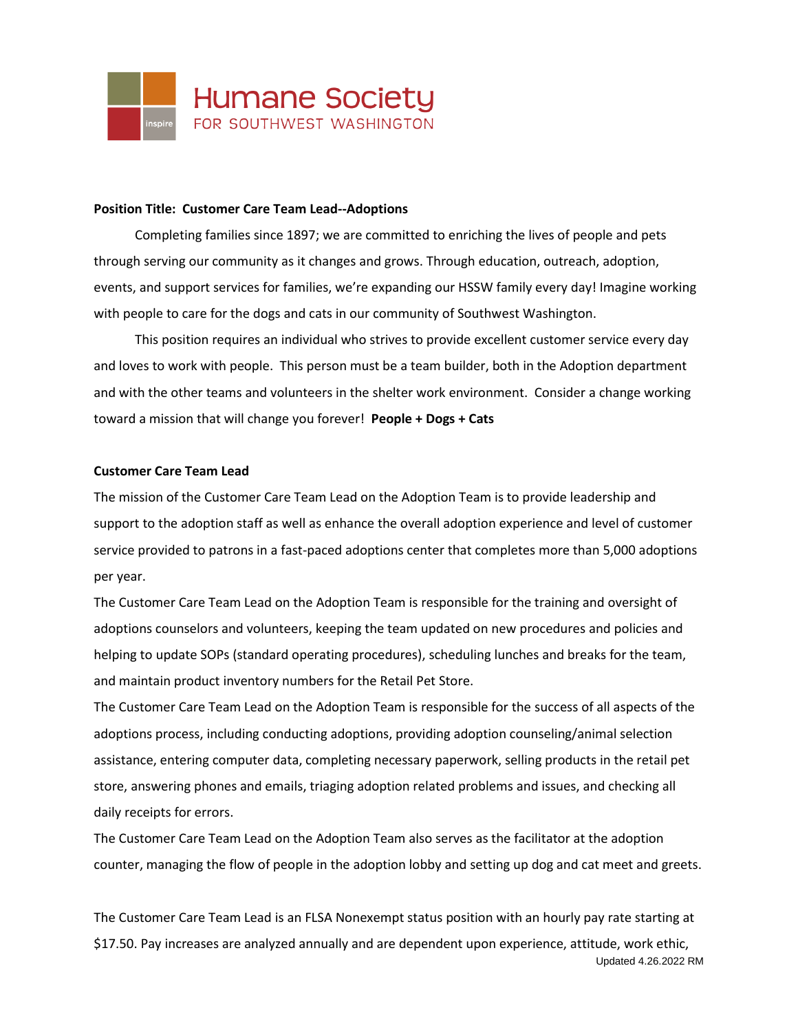Humane Society FOR SOUTHWEST WASHINGTON

**Position Title: Customer Care Team Lead--Adoptions**

Completing families since 1897; we are committed to enriching the lives of people and pets through serving our community as it changes and grows. Through education, outreach, adoption, events, and support services for families, we're expanding our HSSW family every day! Imagine working with people to care for the dogs and cats in our community of Southwest Washington.

This position requires an individual who strives to provide excellent customer service every day and loves to work with people. This person must be a team builder, both in the Adoption department and with the other teams and volunteers in the shelter work environment. Consider a change working toward a mission that will change you forever! **People + Dogs + Cats**

**Customer Care Team Lead**

The mission of the Customer Care Team Lead on the Adoption Team is to provide leadership and support to the adoption staff as well as enhance the overall adoption experience and level of customer service provided to patrons in a fast-paced adoptions center that completes more than 5,000 adoptions per year.

The Customer Care Team Lead on the Adoption Team is responsible for the training and oversight of adoptions counselors and volunteers, keeping the team updated on new procedures and policies and helping to update SOPs (standard operating procedures), scheduling lunches and breaks for the team, and maintain product inventory numbers for the Retail Pet Store.

The Customer Care Team Lead on the Adoption Team is responsible for the success of all aspects of the adoptions process, including conducting adoptions, providing adoption counseling/animal selection assistance, entering computer data, completing necessary paperwork, selling products in the retail pet store, answering phones and emails, triaging adoption related problems and issues, and checking all daily receipts for errors.

The Customer Care Team Lead on the Adoption Team also serves as the facilitator at the adoption counter, managing the flow of people in the adoption lobby and setting up dog and cat meet and greets.

The Customer Care Team Lead is an FLSA Nonexempt status position with an hourly pay rate starting at $17.50. Pay increases are analyzed annually and are dependent upon experience, attitude, work ethic,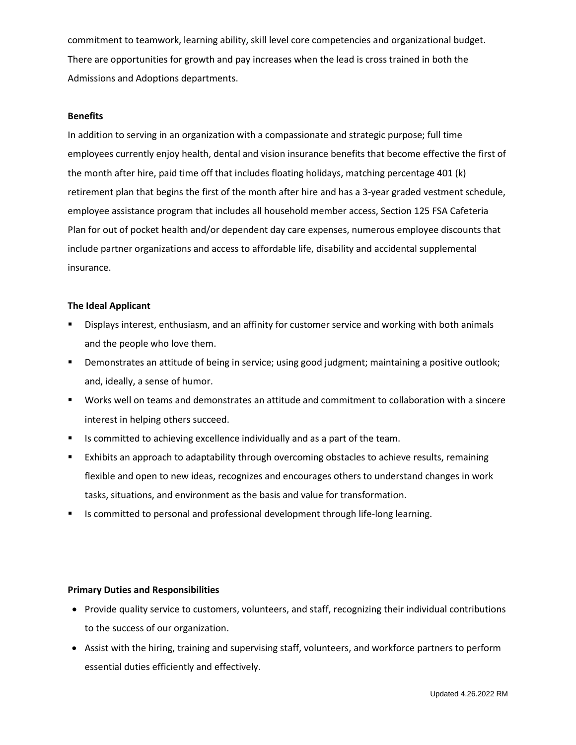commitment to teamwork, learning ability, skill level core competencies and organizational budget. There are opportunities for growth and pay increases when the lead is cross trained in both the Admissions and Adoptions departments.

**Benefits**

In addition to serving in an organization with a compassionate and strategic purpose; full time employees currently enjoy health, dental and vision insurance benefits that become effective the first of the month after hire, paid time off that includes floating holidays, matching percentage 401 (k) retirement plan that begins the first of the month after hire and has a 3-year graded vestment schedule, employee assistance program that includes all household member access, Section 125 FSA Cafeteria Plan for out of pocket health and/or dependent day care expenses, numerous employee discounts that include partner organizations and access to affordable life, disability and accidental supplemental insurance.

**The Ideal Applicant**

- Displays interest, enthusiasm, and an affinity for customer service and working with both animals and the people who love them.
- Demonstrates an attitude of being in service; using good judgment; maintaining a positive outlook; and, ideally, a sense of humor.
- Works well on teams and demonstrates an attitude and commitment to collaboration with a sincere interest in helping others succeed.
- Is committed to achieving excellence individually and as a part of the team.
- Exhibits an approach to adaptability through overcoming obstacles to achieve results, remaining flexible and open to new ideas, recognizes and encourages others to understand changes in work tasks, situations, and environment as the basis and value for transformation.
- Is committed to personal and professional development through life-long learning.

**Primary Duties and Responsibilities**

- Provide quality service to customers, volunteers, and staff, recognizing their individual contributions to the success of our organization.
- Assist with the hiring, training and supervising staff, volunteers, and workforce partners to perform essential duties efficiently and effectively.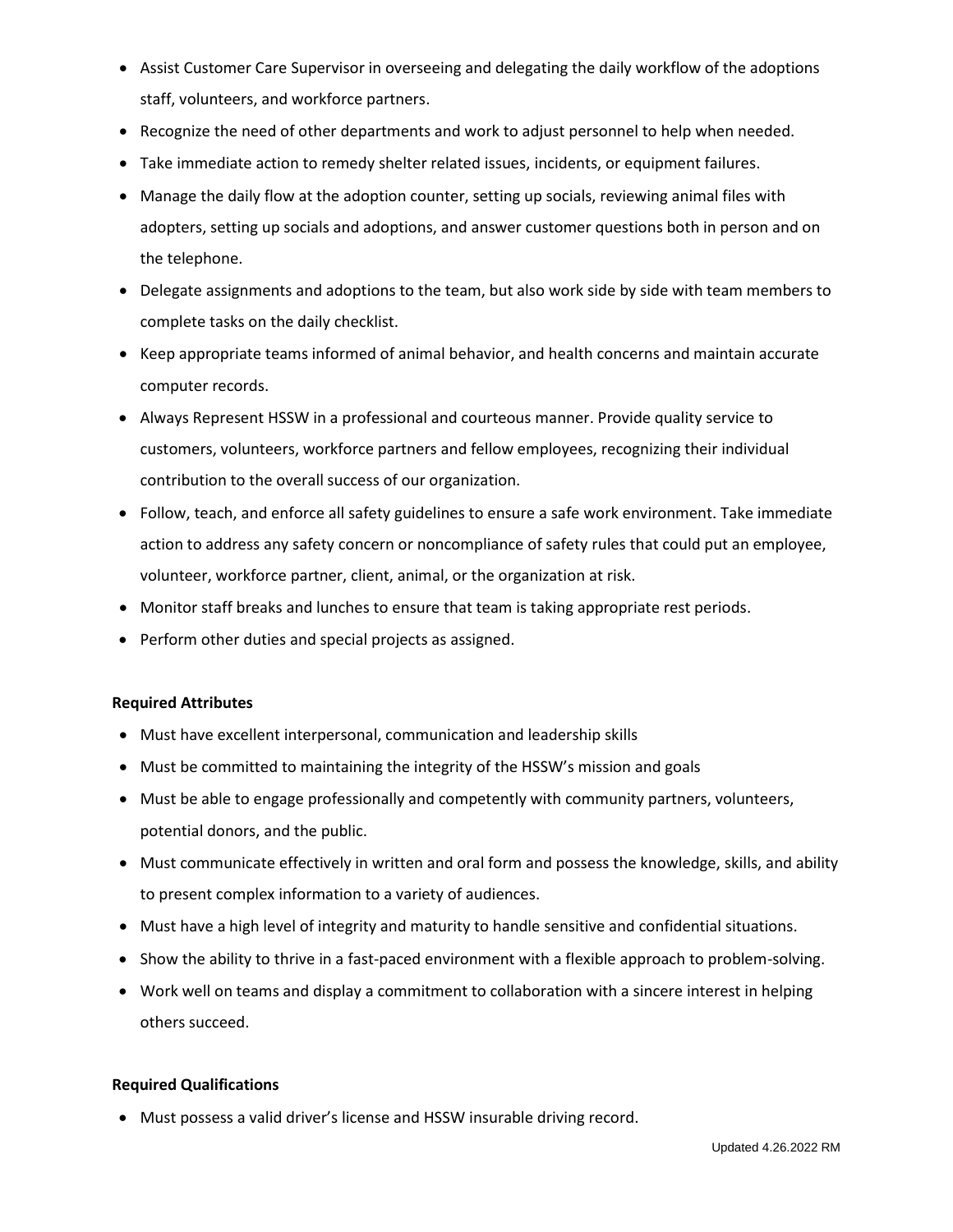- Assist Customer Care Supervisor in overseeing and delegating the daily workflow of the adoptions staff, volunteers, and workforce partners.
- Recognize the need of other departments and work to adjust personnel to help when needed.
- Take immediate action to remedy shelter related issues, incidents, or equipment failures.
- Manage the daily flow at the adoption counter, setting up socials, reviewing animal files with adopters, setting up socials and adoptions, and answer customer questions both in person and on the telephone.
- Delegate assignments and adoptions to the team, but also work side by side with team members to complete tasks on the daily checklist.
- Keep appropriate teams informed of animal behavior, and health concerns and maintain accurate computer records.
- Always Represent HSSW in a professional and courteous manner. Provide quality service to customers, volunteers, workforce partners and fellow employees, recognizing their individual contribution to the overall success of our organization.
- Follow, teach, and enforce all safety guidelines to ensure a safe work environment. Take immediate action to address any safety concern or noncompliance of safety rules that could put an employee, volunteer, workforce partner, client, animal, or the organization at risk.
- Monitor staff breaks and lunches to ensure that team is taking appropriate rest periods.
- Perform other duties and special projects as assigned.

**Required Attributes**

- Must have excellent interpersonal, communication and leadership skills
- Must be committed to maintaining the integrity of the HSSW's mission and goals
- Must be able to engage professionally and competently with community partners, volunteers, potential donors, and the public.
- Must communicate effectively in written and oral form and possess the knowledge, skills, and ability to present complex information to a variety of audiences.
- Must have a high level of integrity and maturity to handle sensitive and confidential situations.
- Show the ability to thrive in a fast-paced environment with a flexible approach to problem-solving.
- Work well on teams and display a commitment to collaboration with a sincere interest in helping others succeed.

**Required Qualifications**

- Must possess a valid driver's license and HSSW insurable driving record.

Updated 4.26.2022 RM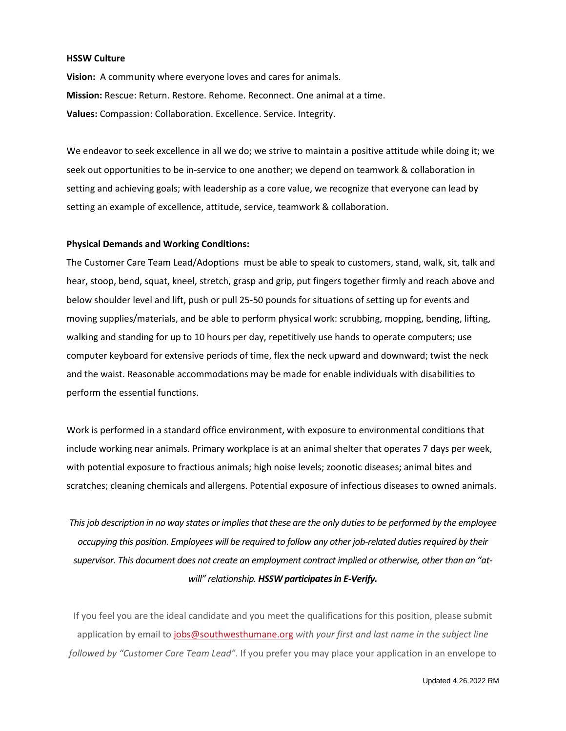**HSSW Culture**

**Vision:** A community where everyone loves and cares for animals.

**Mission:** Rescue: Return. Restore. Rehome. Reconnect. One animal at a time.

**Values:** Compassion: Collaboration. Excellence. Service. Integrity.

We endeavor to seek excellence in all we do; we strive to maintain a positive attitude while doing it; we seek out opportunities to be in-service to one another; we depend on teamwork & collaboration in setting and achieving goals; with leadership as a core value, we recognize that everyone can lead by setting an example of excellence, attitude, service, teamwork & collaboration.

**Physical Demands and Working Conditions:**

The Customer Care Team Lead/Adoptions must be able to speak to customers, stand, walk, sit, talk and hear, stoop, bend, squat, kneel, stretch, grasp and grip, put fingers together firmly and reach above and below shoulder level and lift, push or pull 25-50 pounds for situations of setting up for events and moving supplies/materials, and be able to perform physical work: scrubbing, mopping, bending, lifting, walking and standing for up to 10 hours per day, repetitively use hands to operate computers; use computer keyboard for extensive periods of time, flex the neck upward and downward; twist the neck and the waist. Reasonable accommodations may be made for enable individuals with disabilities to perform the essential functions.

Work is performed in a standard office environment, with exposure to environmental conditions that include working near animals. Primary workplace is at an animal shelter that operates 7 days per week, with potential exposure to fractious animals; high noise levels; zoonotic diseases; animal bites and scratches; cleaning chemicals and allergens. Potential exposure of infectious diseases to owned animals.

*This job description in no way states or implies that these are the only duties to be performed by the employee occupying this position. Employees will be required to follow any other job-related duties required by their supervisor. This document does not create an employment contract implied or otherwise, other than an "at-will" relationship.* ***HSSW participates in E-Verify.***

If you feel you are the ideal candidate and you meet the qualifications for this position, please submit application by email to jobs@southwesthumane.org *with your first and last name in the subject line followed by "Customer Care Team Lead".* If you prefer you may place your application in an envelope to

Updated 4.26.2022 RM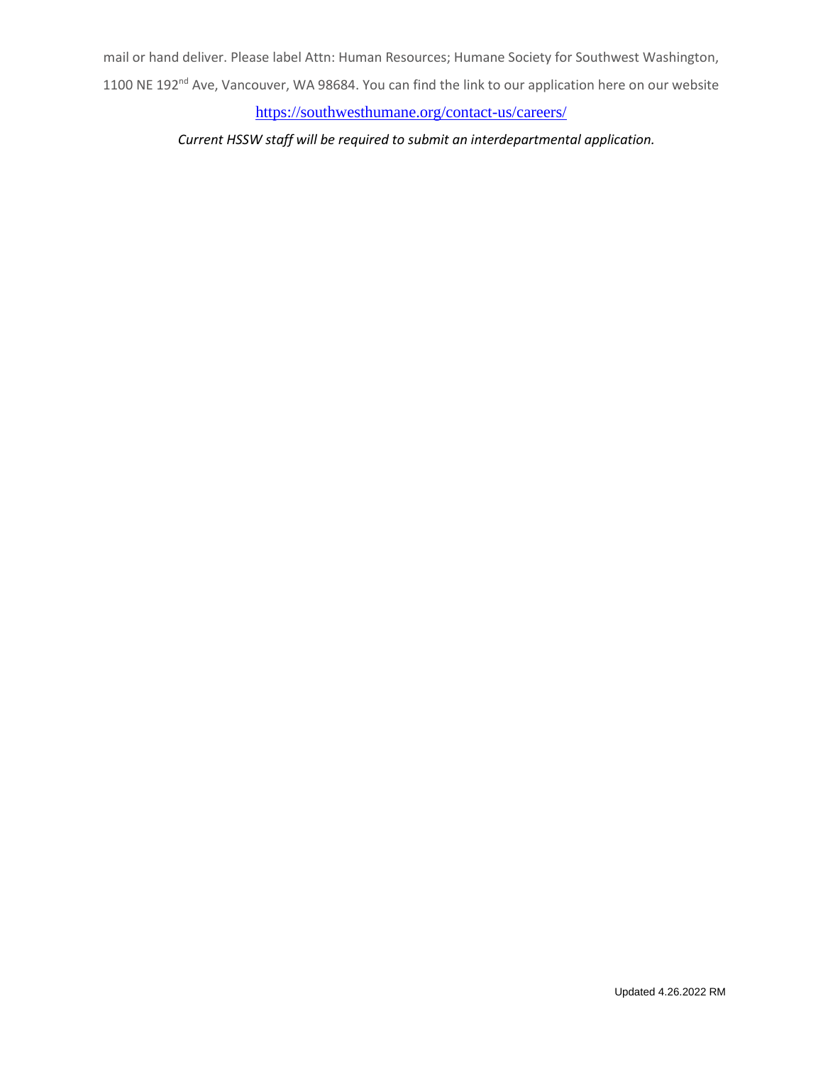mail or hand deliver. Please label Attn: Human Resources; Humane Society for Southwest Washington, 1100 NE 192nd Ave, Vancouver, WA 98684. You can find the link to our application here on our website

https://southwesthumane.org/contact-us/careers/

*Current HSSW staff will be required to submit an interdepartmental application.*

Updated 4.26.2022 RM